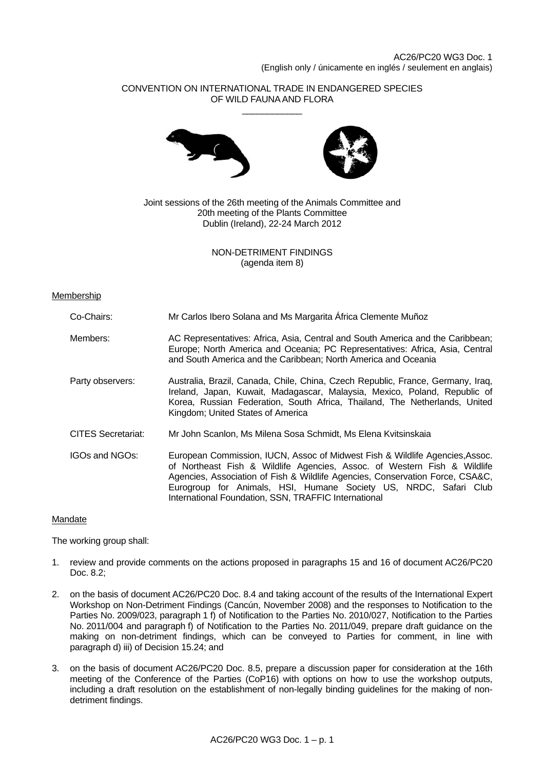AC26/PC20 WG3 Doc. 1
(English only / únicamente en inglés / seulement en anglais)

CONVENTION ON INTERNATIONAL TRADE IN ENDANGERED SPECIES
OF WILD FAUNA AND FLORA

___________

Joint sessions of the 26th meeting of the Animals Committee and
20th meeting of the Plants Committee
Dublin (Ireland), 22-24 March 2012

NON-DETRIMENT FINDINGS
(agenda item 8)

Membership

| | |
|---|---|
| Co-Chairs: | Mr Carlos Ibero Solana and Ms Margarita África Clemente Muñoz |
| Members: | AC Representatives: Africa, Asia, Central and South America and the Caribbean; Europe; North America and Oceania; PC Representatives: Africa, Asia, Central and South America and the Caribbean; North America and Oceania |
| Party observers: | Australia, Brazil, Canada, Chile, China, Czech Republic, France, Germany, Iraq, Ireland, Japan, Kuwait, Madagascar, Malaysia, Mexico, Poland, Republic of Korea, Russian Federation, South Africa, Thailand, The Netherlands, United Kingdom; United States of America |
| CITES Secretariat: | Mr John Scanlon, Ms Milena Sosa Schmidt, Ms Elena Kvitsinskaia |
| IGOs and NGOs: | European Commission, IUCN, Assoc of Midwest Fish & Wildlife Agencies,Assoc. of Northeast Fish & Wildlife Agencies, Assoc. of Western Fish & Wildlife Agencies, Association of Fish & Wildlife Agencies, Conservation Force, CSA&C, Eurogroup for Animals, HSI, Humane Society US, NRDC, Safari Club International Foundation, SSN, TRAFFIC International |

Mandate

The working group shall:

1. review and provide comments on the actions proposed in paragraphs 15 and 16 of document AC26/PC20 Doc. 8.2;
2. on the basis of document AC26/PC20 Doc. 8.4 and taking account of the results of the International Expert Workshop on Non-Detriment Findings (Cancún, November 2008) and the responses to Notification to the Parties No. 2009/023, paragraph 1 f) of Notification to the Parties No. 2010/027, Notification to the Parties No. 2011/004 and paragraph f) of Notification to the Parties No. 2011/049, prepare draft guidance on the making on non-detriment findings, which can be conveyed to Parties for comment, in line with paragraph d) iii) of Decision 15.24; and
3. on the basis of document AC26/PC20 Doc. 8.5, prepare a discussion paper for consideration at the 16th meeting of the Conference of the Parties (CoP16) with options on how to use the workshop outputs, including a draft resolution on the establishment of non-legally binding guidelines for the making of non-detriment findings.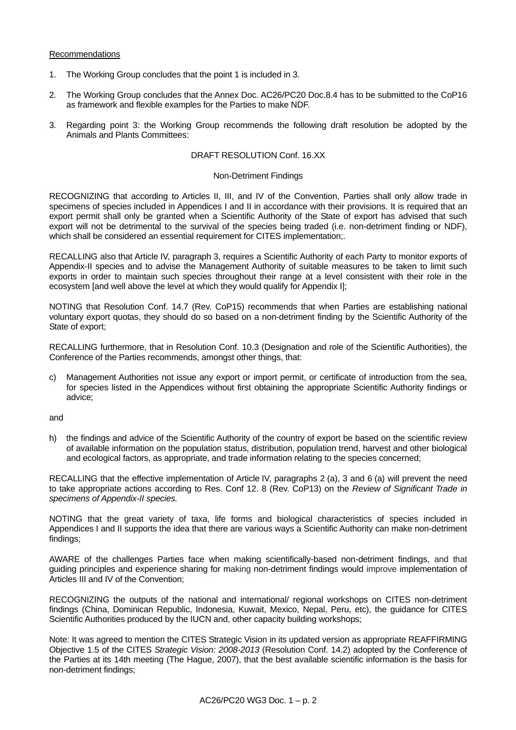Recommendations

1. The Working Group concludes that the point 1 is included in 3.

2. The Working Group concludes that the Annex Doc. AC26/PC20 Doc.8.4 has to be submitted to the CoP16 as framework and flexible examples for the Parties to make NDF.

3. Regarding point 3: the Working Group recommends the following draft resolution be adopted by the Animals and Plants Committees:

DRAFT RESOLUTION Conf. 16.XX

Non-Detriment Findings

RECOGNIZING that according to Articles II, III, and IV of the Convention, Parties shall only allow trade in specimens of species included in Appendices I and II in accordance with their provisions. It is required that an export permit shall only be granted when a Scientific Authority of the State of export has advised that such export will not be detrimental to the survival of the species being traded (i.e. non-detriment finding or NDF), which shall be considered an essential requirement for CITES implementation;.

RECALLING also that Article IV, paragraph 3, requires a Scientific Authority of each Party to monitor exports of Appendix-II species and to advise the Management Authority of suitable measures to be taken to limit such exports in order to maintain such species throughout their range at a level consistent with their role in the ecosystem [and well above the level at which they would qualify for Appendix I];

NOTING that Resolution Conf. 14.7 (Rev. CoP15) recommends that when Parties are establishing national voluntary export quotas, they should do so based on a non-detriment finding by the Scientific Authority of the State of export;

RECALLING furthermore, that in Resolution Conf. 10.3 (Designation and role of the Scientific Authorities), the Conference of the Parties recommends, amongst other things, that:

c) Management Authorities not issue any export or import permit, or certificate of introduction from the sea, for species listed in the Appendices without first obtaining the appropriate Scientific Authority findings or advice;

and

h) the findings and advice of the Scientific Authority of the country of export be based on the scientific review of available information on the population status, distribution, population trend, harvest and other biological and ecological factors, as appropriate, and trade information relating to the species concerned;

RECALLING that the effective implementation of Article IV, paragraphs 2 (a), 3 and 6 (a) will prevent the need to take appropriate actions according to Res. Conf 12. 8 (Rev. CoP13) on the *Review of Significant Trade in specimens of Appendix-II species.*

NOTING that the great variety of taxa, life forms and biological characteristics of species included in Appendices I and II supports the idea that there are various ways a Scientific Authority can make non-detriment findings;

AWARE of the challenges Parties face when making scientifically-based non-detriment findings, and that guiding principles and experience sharing for making non-detriment findings would improve implementation of Articles III and IV of the Convention;

RECOGNIZING the outputs of the national and international/ regional workshops on CITES non-detriment findings (China, Dominican Republic, Indonesia, Kuwait, Mexico, Nepal, Peru, etc), the guidance for CITES Scientific Authorities produced by the IUCN and, other capacity building workshops;

Note: It was agreed to mention the CITES Strategic Vision in its updated version as appropriate REAFFIRMING Objective 1.5 of the CITES *Strategic Vision: 2008-2013* (Resolution Conf. 14.2) adopted by the Conference of the Parties at its 14th meeting (The Hague, 2007), that the best available scientific information is the basis for non-detriment findings;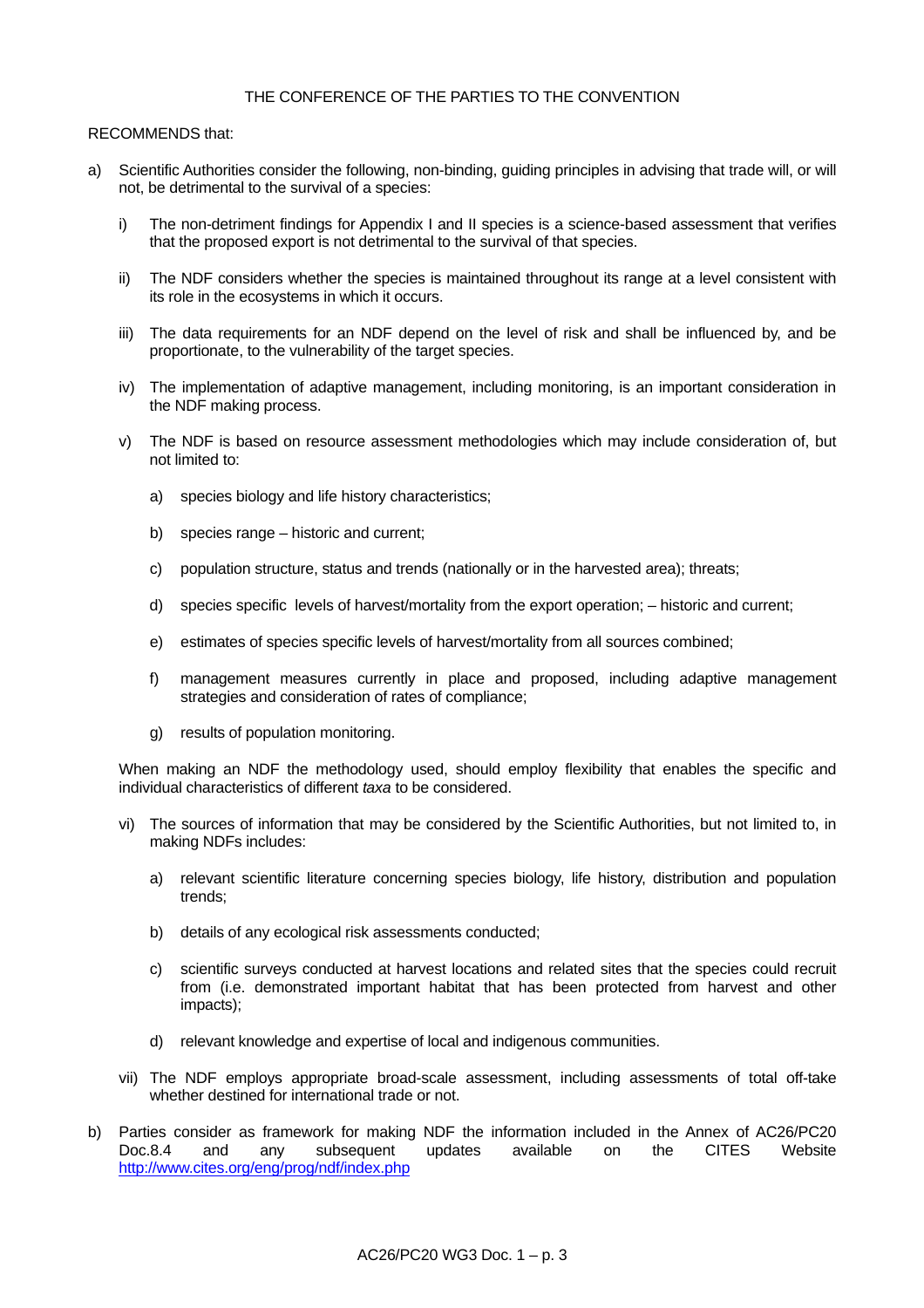THE CONFERENCE OF THE PARTIES TO THE CONVENTION

RECOMMENDS that:

a) Scientific Authorities consider the following, non-binding, guiding principles in advising that trade will, or will not, be detrimental to the survival of a species:

   i) The non-detriment findings for Appendix I and II species is a science-based assessment that verifies that the proposed export is not detrimental to the survival of that species.

   ii) The NDF considers whether the species is maintained throughout its range at a level consistent with its role in the ecosystems in which it occurs.

   iii) The data requirements for an NDF depend on the level of risk and shall be influenced by, and be proportionate, to the vulnerability of the target species.

   iv) The implementation of adaptive management, including monitoring, is an important consideration in the NDF making process.

   v) The NDF is based on resource assessment methodologies which may include consideration of, but not limited to:

      a) species biology and life history characteristics;

      b) species range – historic and current;

      c) population structure, status and trends (nationally or in the harvested area); threats;

      d) species specific levels of harvest/mortality from the export operation; – historic and current;

      e) estimates of species specific levels of harvest/mortality from all sources combined;

      f) management measures currently in place and proposed, including adaptive management strategies and consideration of rates of compliance;

      g) results of population monitoring.

   When making an NDF the methodology used, should employ flexibility that enables the specific and individual characteristics of different *taxa* to be considered.

   vi) The sources of information that may be considered by the Scientific Authorities, but not limited to, in making NDFs includes:

      a) relevant scientific literature concerning species biology, life history, distribution and population trends;

      b) details of any ecological risk assessments conducted;

      c) scientific surveys conducted at harvest locations and related sites that the species could recruit from (i.e. demonstrated important habitat that has been protected from harvest and other impacts);

      d) relevant knowledge and expertise of local and indigenous communities.

   vii) The NDF employs appropriate broad-scale assessment, including assessments of total off-take whether destined for international trade or not.

b) Parties consider as framework for making NDF the information included in the Annex of AC26/PC20 Doc.8.4 and any subsequent updates available on the CITES Website http://www.cites.org/eng/prog/ndf/index.php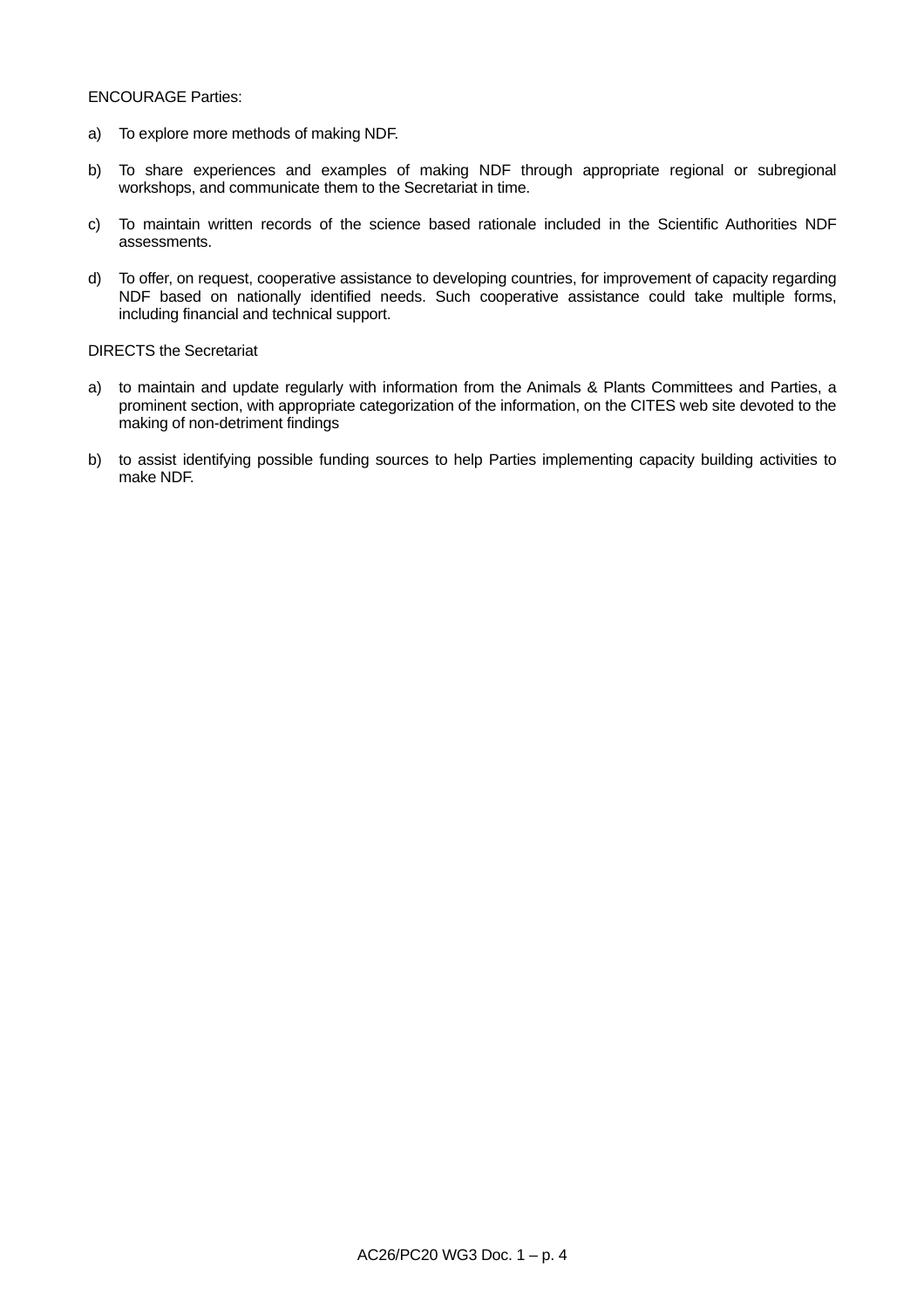ENCOURAGE Parties:

a) To explore more methods of making NDF.

b) To share experiences and examples of making NDF through appropriate regional or subregional workshops, and communicate them to the Secretariat in time.

c) To maintain written records of the science based rationale included in the Scientific Authorities NDF assessments.

d) To offer, on request, cooperative assistance to developing countries, for improvement of capacity regarding NDF based on nationally identified needs. Such cooperative assistance could take multiple forms, including financial and technical support.

DIRECTS the Secretariat

a) to maintain and update regularly with information from the Animals & Plants Committees and Parties, a prominent section, with appropriate categorization of the information, on the CITES web site devoted to the making of non-detriment findings

b) to assist identifying possible funding sources to help Parties implementing capacity building activities to make NDF.